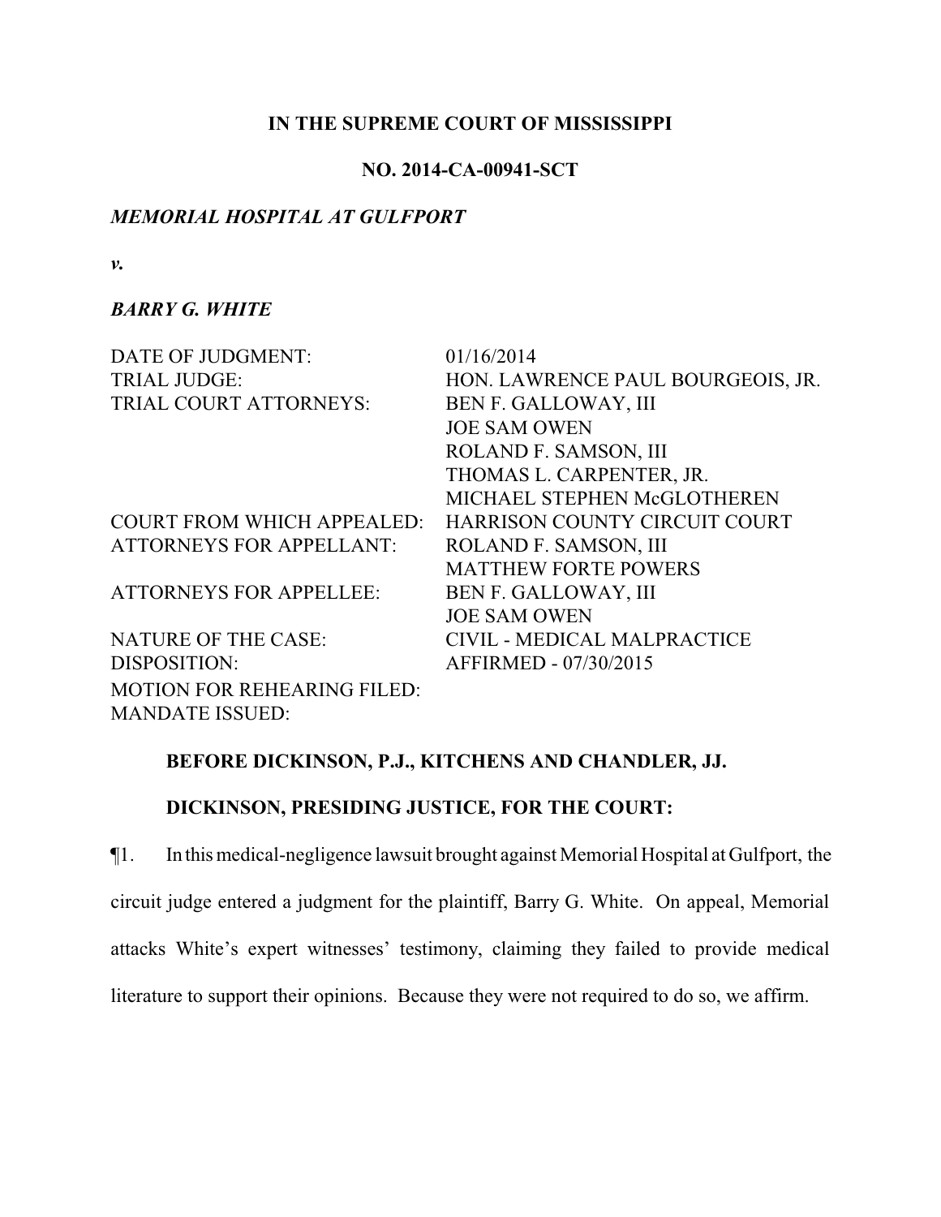**IN THE SUPREME COURT OF MISSISSIPPI**

**NO. 2014-CA-00941-SCT**

***MEMORIAL HOSPITAL AT GULFPORT***

***v.***

***BARRY G. WHITE***

| | |
|---|---|
| DATE OF JUDGMENT: | 01/16/2014 |
| TRIAL JUDGE: | HON. LAWRENCE PAUL BOURGEOIS, JR. |
| TRIAL COURT ATTORNEYS: | BEN F. GALLOWAY, III<br>JOE SAM OWEN<br>ROLAND F. SAMSON, III<br>THOMAS L. CARPENTER, JR.<br>MICHAEL STEPHEN McGLOTHEREN |
| COURT FROM WHICH APPEALED: | HARRISON COUNTY CIRCUIT COURT |
| ATTORNEYS FOR APPELLANT: | ROLAND F. SAMSON, III<br>MATTHEW FORTE POWERS |
| ATTORNEYS FOR APPELLEE: | BEN F. GALLOWAY, III<br>JOE SAM OWEN |
| NATURE OF THE CASE: | CIVIL - MEDICAL MALPRACTICE |
| DISPOSITION: | AFFIRMED - 07/30/2015 |
| MOTION FOR REHEARING FILED: | |
| MANDATE ISSUED: | |

**BEFORE DICKINSON, P.J., KITCHENS AND CHANDLER, JJ.**

**DICKINSON, PRESIDING JUSTICE, FOR THE COURT:**

¶1. In this medical-negligence lawsuit brought against Memorial Hospital at Gulfport, the circuit judge entered a judgment for the plaintiff, Barry G. White. On appeal, Memorial attacks White's expert witnesses' testimony, claiming they failed to provide medical literature to support their opinions. Because they were not required to do so, we affirm.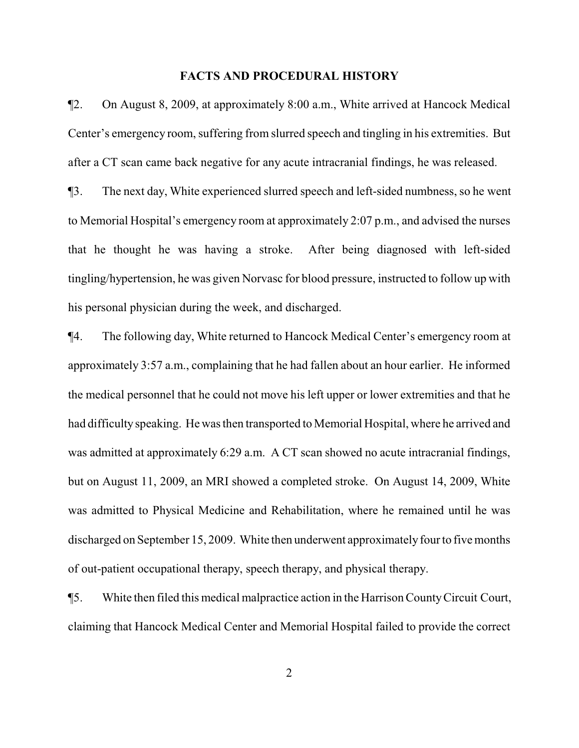## FACTS AND PROCEDURAL HISTORY

¶2. On August 8, 2009, at approximately 8:00 a.m., White arrived at Hancock Medical Center's emergency room, suffering from slurred speech and tingling in his extremities. But after a CT scan came back negative for any acute intracranial findings, he was released.

¶3. The next day, White experienced slurred speech and left-sided numbness, so he went to Memorial Hospital's emergency room at approximately 2:07 p.m., and advised the nurses that he thought he was having a stroke. After being diagnosed with left-sided tingling/hypertension, he was given Norvasc for blood pressure, instructed to follow up with his personal physician during the week, and discharged.

¶4. The following day, White returned to Hancock Medical Center's emergency room at approximately 3:57 a.m., complaining that he had fallen about an hour earlier. He informed the medical personnel that he could not move his left upper or lower extremities and that he had difficulty speaking. He was then transported to Memorial Hospital, where he arrived and was admitted at approximately 6:29 a.m. A CT scan showed no acute intracranial findings, but on August 11, 2009, an MRI showed a completed stroke. On August 14, 2009, White was admitted to Physical Medicine and Rehabilitation, where he remained until he was discharged on September 15, 2009. White then underwent approximately four to five months of out-patient occupational therapy, speech therapy, and physical therapy.

¶5. White then filed this medical malpractice action in the Harrison County Circuit Court, claiming that Hancock Medical Center and Memorial Hospital failed to provide the correct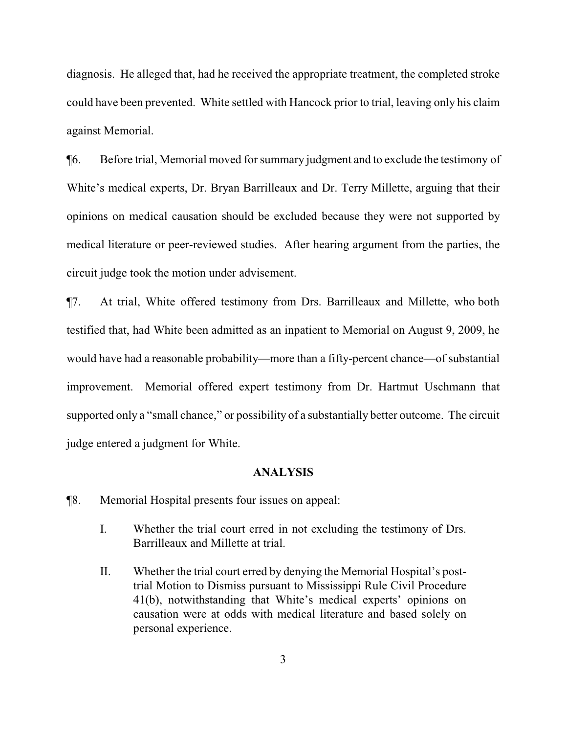diagnosis. He alleged that, had he received the appropriate treatment, the completed stroke could have been prevented. White settled with Hancock prior to trial, leaving only his claim against Memorial.

¶6. Before trial, Memorial moved for summary judgment and to exclude the testimony of White's medical experts, Dr. Bryan Barrilleaux and Dr. Terry Millette, arguing that their opinions on medical causation should be excluded because they were not supported by medical literature or peer-reviewed studies. After hearing argument from the parties, the circuit judge took the motion under advisement.

¶7. At trial, White offered testimony from Drs. Barrilleaux and Millette, who both testified that, had White been admitted as an inpatient to Memorial on August 9, 2009, he would have had a reasonable probability—more than a fifty-percent chance—of substantial improvement. Memorial offered expert testimony from Dr. Hartmut Uschmann that supported only a "small chance," or possibility of a substantially better outcome. The circuit judge entered a judgment for White.

## ANALYSIS

¶8. Memorial Hospital presents four issues on appeal:

> I. Whether the trial court erred in not excluding the testimony of Drs. Barrilleaux and Millette at trial.
>
> II. Whether the trial court erred by denying the Memorial Hospital's post-trial Motion to Dismiss pursuant to Mississippi Rule Civil Procedure 41(b), notwithstanding that White's medical experts' opinions on causation were at odds with medical literature and based solely on personal experience.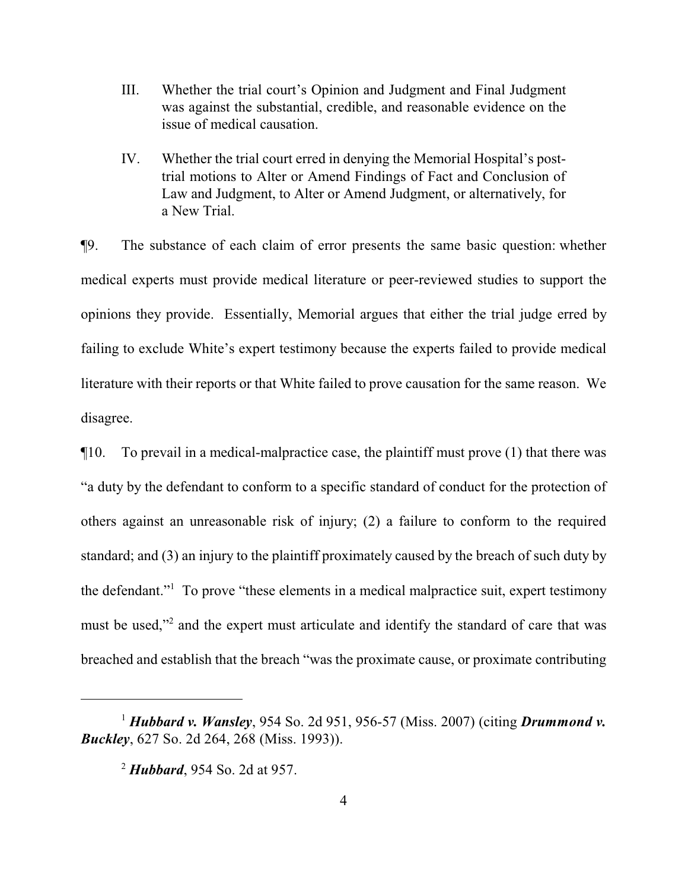III. Whether the trial court's Opinion and Judgment and Final Judgment was against the substantial, credible, and reasonable evidence on the issue of medical causation.

IV. Whether the trial court erred in denying the Memorial Hospital's post-trial motions to Alter or Amend Findings of Fact and Conclusion of Law and Judgment, to Alter or Amend Judgment, or alternatively, for a New Trial.

¶9. The substance of each claim of error presents the same basic question: whether medical experts must provide medical literature or peer-reviewed studies to support the opinions they provide. Essentially, Memorial argues that either the trial judge erred by failing to exclude White's expert testimony because the experts failed to provide medical literature with their reports or that White failed to prove causation for the same reason. We disagree.

¶10. To prevail in a medical-malpractice case, the plaintiff must prove (1) that there was "a duty by the defendant to conform to a specific standard of conduct for the protection of others against an unreasonable risk of injury; (2) a failure to conform to the required standard; and (3) an injury to the plaintiff proximately caused by the breach of such duty by the defendant."[1] To prove "these elements in a medical malpractice suit, expert testimony must be used,"[2] and the expert must articulate and identify the standard of care that was breached and establish that the breach "was the proximate cause, or proximate contributing

---

[1] ***Hubbard v. Wansley***, 954 So. 2d 951, 956-57 (Miss. 2007) (citing ***Drummond v. Buckley***, 627 So. 2d 264, 268 (Miss. 1993)).

[2] ***Hubbard***, 954 So. 2d at 957.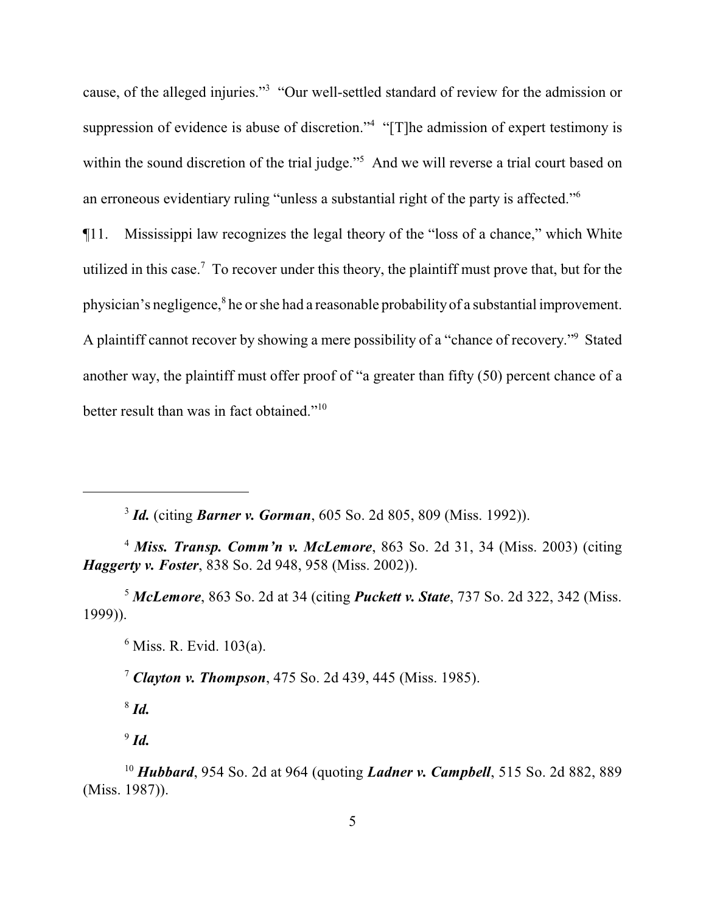cause, of the alleged injuries."[3] "Our well-settled standard of review for the admission or suppression of evidence is abuse of discretion."[4] "[T]he admission of expert testimony is within the sound discretion of the trial judge."[5] And we will reverse a trial court based on an erroneous evidentiary ruling "unless a substantial right of the party is affected."[6]

¶11. Mississippi law recognizes the legal theory of the "loss of a chance," which White utilized in this case.[7] To recover under this theory, the plaintiff must prove that, but for the physician's negligence,[8] he or she had a reasonable probability of a substantial improvement. A plaintiff cannot recover by showing a mere possibility of a "chance of recovery."[9] Stated another way, the plaintiff must offer proof of "a greater than fifty (50) percent chance of a better result than was in fact obtained."[10]

---

[3] ***Id.*** (citing ***Barner v. Gorman***, 605 So. 2d 805, 809 (Miss. 1992)).

[4] ***Miss. Transp. Comm'n v. McLemore***, 863 So. 2d 31, 34 (Miss. 2003) (citing ***Haggerty v. Foster***, 838 So. 2d 948, 958 (Miss. 2002)).

[5] ***McLemore***, 863 So. 2d at 34 (citing ***Puckett v. State***, 737 So. 2d 322, 342 (Miss. 1999)).

[6] Miss. R. Evid. 103(a).

[7] ***Clayton v. Thompson***, 475 So. 2d 439, 445 (Miss. 1985).

[8] ***Id.***

[9] ***Id.***

[10] ***Hubbard***, 954 So. 2d at 964 (quoting ***Ladner v. Campbell***, 515 So. 2d 882, 889 (Miss. 1987)).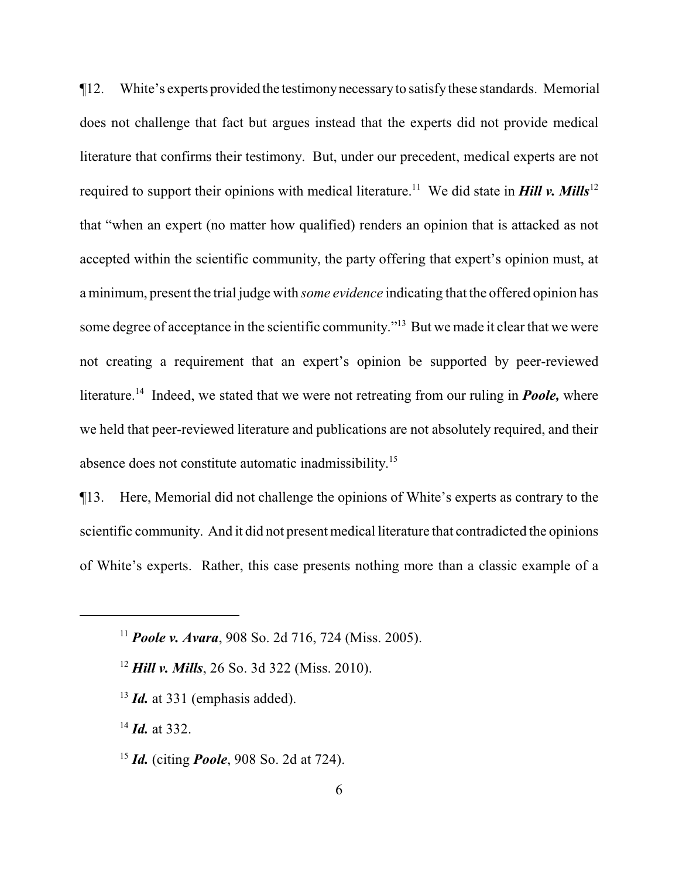¶12. White's experts provided the testimony necessary to satisfy these standards. Memorial does not challenge that fact but argues instead that the experts did not provide medical literature that confirms their testimony. But, under our precedent, medical experts are not required to support their opinions with medical literature.[11] We did state in ***Hill v. Mills***[12] that "when an expert (no matter how qualified) renders an opinion that is attacked as not accepted within the scientific community, the party offering that expert's opinion must, at a minimum, present the trial judge with *some evidence* indicating that the offered opinion has some degree of acceptance in the scientific community."[13] But we made it clear that we were not creating a requirement that an expert's opinion be supported by peer-reviewed literature.[14] Indeed, we stated that we were not retreating from our ruling in ***Poole,*** where we held that peer-reviewed literature and publications are not absolutely required, and their absence does not constitute automatic inadmissibility.[15]

¶13. Here, Memorial did not challenge the opinions of White's experts as contrary to the scientific community. And it did not present medical literature that contradicted the opinions of White's experts. Rather, this case presents nothing more than a classic example of a

---

[11] ***Poole v. Avara***, 908 So. 2d 716, 724 (Miss. 2005).

[12] ***Hill v. Mills***, 26 So. 3d 322 (Miss. 2010).

[13] ***Id.*** at 331 (emphasis added).

[14] ***Id.*** at 332.

[15] ***Id.*** (citing ***Poole***, 908 So. 2d at 724).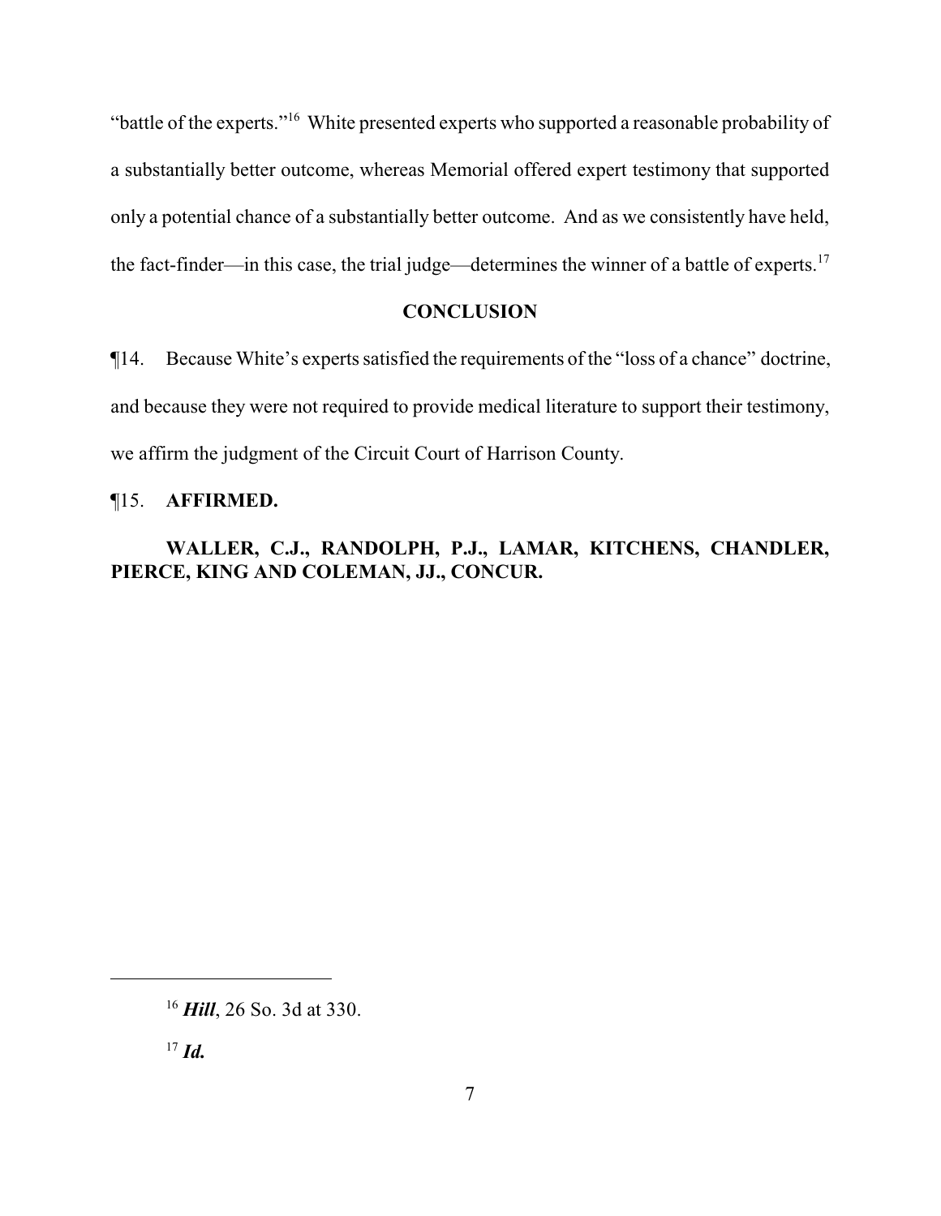"battle of the experts."[16] White presented experts who supported a reasonable probability of a substantially better outcome, whereas Memorial offered expert testimony that supported only a potential chance of a substantially better outcome. And as we consistently have held, the fact-finder—in this case, the trial judge—determines the winner of a battle of experts.[17]

## CONCLUSION

¶14. Because White's experts satisfied the requirements of the "loss of a chance" doctrine, and because they were not required to provide medical literature to support their testimony, we affirm the judgment of the Circuit Court of Harrison County.

¶15. **AFFIRMED.**

**WALLER, C.J., RANDOLPH, P.J., LAMAR, KITCHENS, CHANDLER, PIERCE, KING AND COLEMAN, JJ., CONCUR.**

---

[16] ***Hill***, 26 So. 3d at 330.

[17] ***Id.***